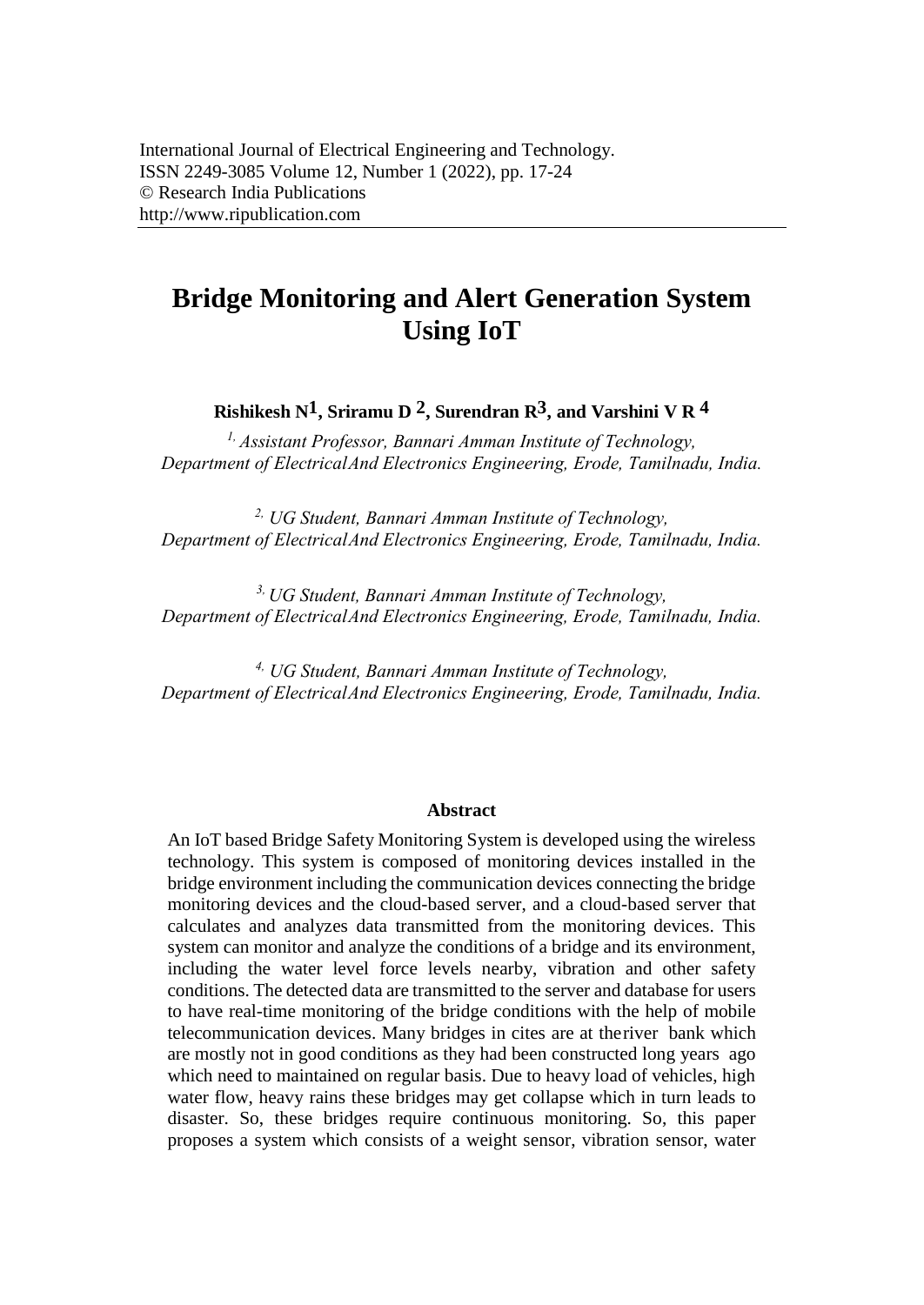International Journal of Electrical Engineering and Technology.
ISSN 2249-3085 Volume 12, Number 1 (2022), pp. 17-24
© Research India Publications
http://www.ripublication.com

# Bridge Monitoring and Alert Generation System Using IoT

**Rishikesh N[1], Sriramu D [2], Surendran R[3], and Varshini V R [4]**

*[1] Assistant Professor, Bannari Amman Institute of Technology, Department of ElectricalAnd Electronics Engineering, Erode, Tamilnadu, India.*

*[2] UG Student, Bannari Amman Institute of Technology, Department of ElectricalAnd Electronics Engineering, Erode, Tamilnadu, India.*

*[3] UG Student, Bannari Amman Institute of Technology, Department of ElectricalAnd Electronics Engineering, Erode, Tamilnadu, India.*

*[4] UG Student, Bannari Amman Institute of Technology, Department of ElectricalAnd Electronics Engineering, Erode, Tamilnadu, India.*

## Abstract

An IoT based Bridge Safety Monitoring System is developed using the wireless technology. This system is composed of monitoring devices installed in the bridge environment including the communication devices connecting the bridge monitoring devices and the cloud-based server, and a cloud-based server that calculates and analyzes data transmitted from the monitoring devices. This system can monitor and analyze the conditions of a bridge and its environment, including the water level force levels nearby, vibration and other safety conditions. The detected data are transmitted to the server and database for users to have real-time monitoring of the bridge conditions with the help of mobile telecommunication devices. Many bridges in cites are at theriver bank which are mostly not in good conditions as they had been constructed long years ago which need to maintained on regular basis. Due to heavy load of vehicles, high water flow, heavy rains these bridges may get collapse which in turn leads to disaster. So, these bridges require continuous monitoring. So, this paper proposes a system which consists of a weight sensor, vibration sensor, water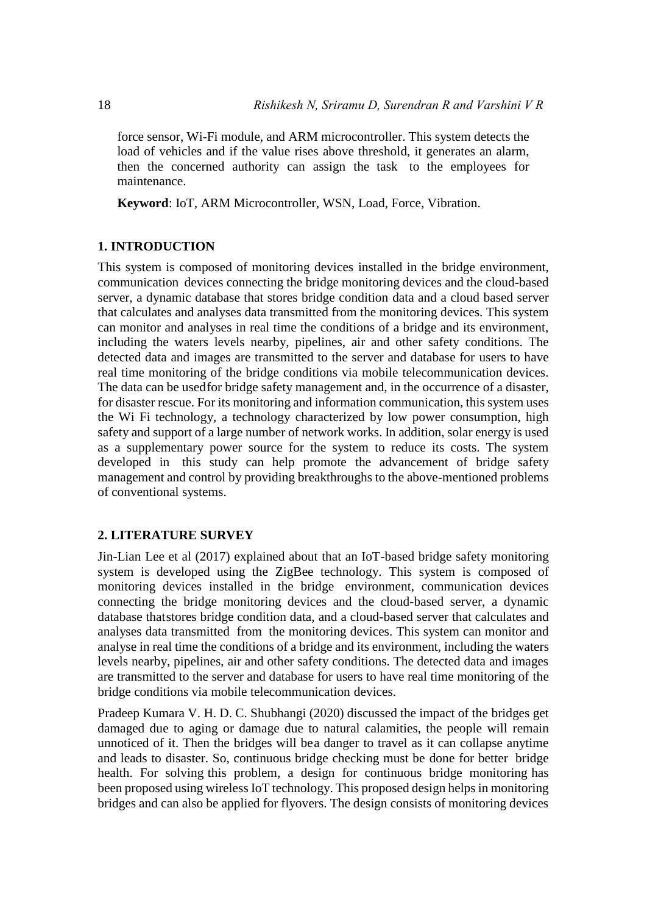force sensor, Wi-Fi module, and ARM microcontroller. This system detects the load of vehicles and if the value rises above threshold, it generates an alarm, then the concerned authority can assign the task to the employees for maintenance.

**Keyword**: IoT, ARM Microcontroller, WSN, Load, Force, Vibration.

## 1. INTRODUCTION

This system is composed of monitoring devices installed in the bridge environment, communication devices connecting the bridge monitoring devices and the cloud-based server, a dynamic database that stores bridge condition data and a cloud based server that calculates and analyses data transmitted from the monitoring devices. This system can monitor and analyses in real time the conditions of a bridge and its environment, including the waters levels nearby, pipelines, air and other safety conditions. The detected data and images are transmitted to the server and database for users to have real time monitoring of the bridge conditions via mobile telecommunication devices. The data can be usedfor bridge safety management and, in the occurrence of a disaster, for disaster rescue. For its monitoring and information communication, this system uses the Wi Fi technology, a technology characterized by low power consumption, high safety and support of a large number of network works. In addition, solar energy is used as a supplementary power source for the system to reduce its costs. The system developed in this study can help promote the advancement of bridge safety management and control by providing breakthroughs to the above-mentioned problems of conventional systems.

## 2. LITERATURE SURVEY

Jin-Lian Lee et al (2017) explained about that an IoT-based bridge safety monitoring system is developed using the ZigBee technology. This system is composed of monitoring devices installed in the bridge environment, communication devices connecting the bridge monitoring devices and the cloud-based server, a dynamic database thatstores bridge condition data, and a cloud-based server that calculates and analyses data transmitted from the monitoring devices. This system can monitor and analyse in real time the conditions of a bridge and its environment, including the waters levels nearby, pipelines, air and other safety conditions. The detected data and images are transmitted to the server and database for users to have real time monitoring of the bridge conditions via mobile telecommunication devices.

Pradeep Kumara V. H. D. C. Shubhangi (2020) discussed the impact of the bridges get damaged due to aging or damage due to natural calamities, the people will remain unnoticed of it. Then the bridges will bea danger to travel as it can collapse anytime and leads to disaster. So, continuous bridge checking must be done for better bridge health. For solving this problem, a design for continuous bridge monitoring has been proposed using wireless IoT technology. This proposed design helps in monitoring bridges and can also be applied for flyovers. The design consists of monitoring devices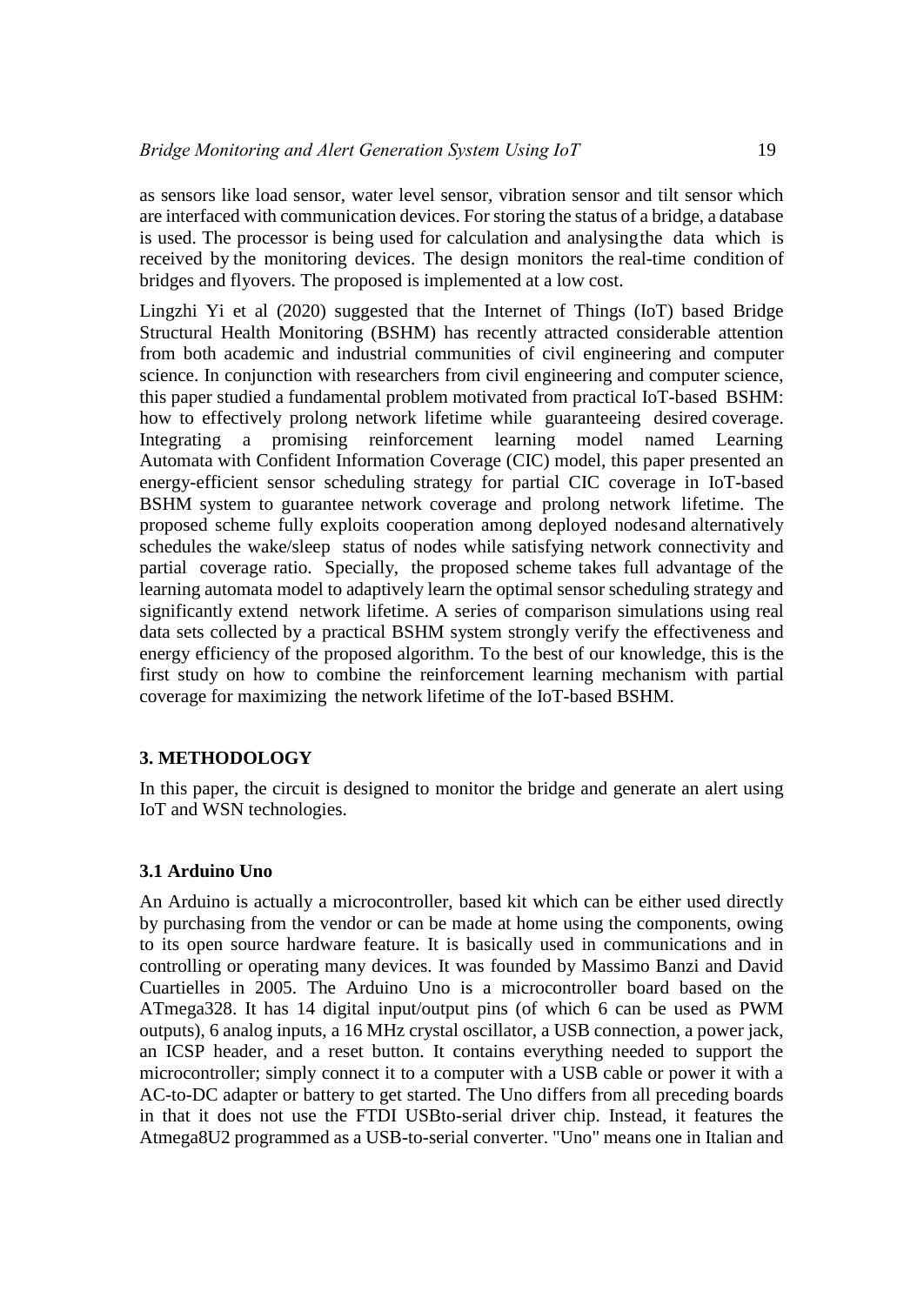as sensors like load sensor, water level sensor, vibration sensor and tilt sensor which are interfaced with communication devices. For storing the status of a bridge, a database is used. The processor is being used for calculation and analysing the data which is received by the monitoring devices. The design monitors the real-time condition of bridges and flyovers. The proposed is implemented at a low cost.

Lingzhi Yi et al (2020) suggested that the Internet of Things (IoT) based Bridge Structural Health Monitoring (BSHM) has recently attracted considerable attention from both academic and industrial communities of civil engineering and computer science. In conjunction with researchers from civil engineering and computer science, this paper studied a fundamental problem motivated from practical IoT-based BSHM: how to effectively prolong network lifetime while guaranteeing desired coverage. Integrating a promising reinforcement learning model named Learning Automata with Confident Information Coverage (CIC) model, this paper presented an energy-efficient sensor scheduling strategy for partial CIC coverage in IoT-based BSHM system to guarantee network coverage and prolong network lifetime. The proposed scheme fully exploits cooperation among deployed nodes and alternatively schedules the wake/sleep status of nodes while satisfying network connectivity and partial coverage ratio. Specially, the proposed scheme takes full advantage of the learning automata model to adaptively learn the optimal sensor scheduling strategy and significantly extend network lifetime. A series of comparison simulations using real data sets collected by a practical BSHM system strongly verify the effectiveness and energy efficiency of the proposed algorithm. To the best of our knowledge, this is the first study on how to combine the reinforcement learning mechanism with partial coverage for maximizing the network lifetime of the IoT-based BSHM.

## 3. METHODOLOGY

In this paper, the circuit is designed to monitor the bridge and generate an alert using IoT and WSN technologies.

### 3.1 Arduino Uno

An Arduino is actually a microcontroller, based kit which can be either used directly by purchasing from the vendor or can be made at home using the components, owing to its open source hardware feature. It is basically used in communications and in controlling or operating many devices. It was founded by Massimo Banzi and David Cuartielles in 2005. The Arduino Uno is a microcontroller board based on the ATmega328. It has 14 digital input/output pins (of which 6 can be used as PWM outputs), 6 analog inputs, a 16 MHz crystal oscillator, a USB connection, a power jack, an ICSP header, and a reset button. It contains everything needed to support the microcontroller; simply connect it to a computer with a USB cable or power it with a AC-to-DC adapter or battery to get started. The Uno differs from all preceding boards in that it does not use the FTDI USBto-serial driver chip. Instead, it features the Atmega8U2 programmed as a USB-to-serial converter. "Uno" means one in Italian and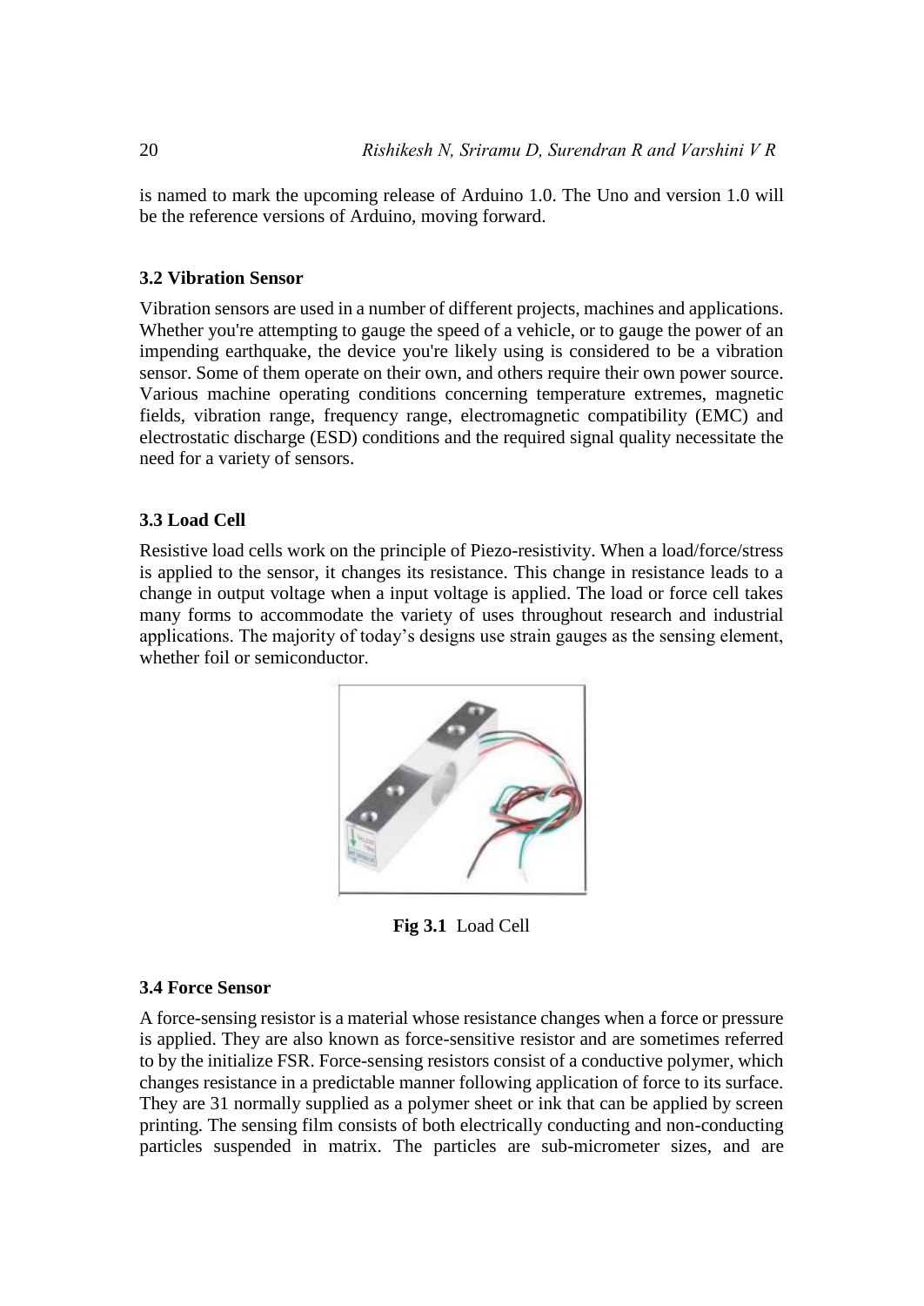is named to mark the upcoming release of Arduino 1.0. The Uno and version 1.0 will be the reference versions of Arduino, moving forward.

### 3.2 Vibration Sensor

Vibration sensors are used in a number of different projects, machines and applications. Whether you're attempting to gauge the speed of a vehicle, or to gauge the power of an impending earthquake, the device you're likely using is considered to be a vibration sensor. Some of them operate on their own, and others require their own power source. Various machine operating conditions concerning temperature extremes, magnetic fields, vibration range, frequency range, electromagnetic compatibility (EMC) and electrostatic discharge (ESD) conditions and the required signal quality necessitate the need for a variety of sensors.

### 3.3 Load Cell

Resistive load cells work on the principle of Piezo-resistivity. When a load/force/stress is applied to the sensor, it changes its resistance. This change in resistance leads to a change in output voltage when a input voltage is applied. The load or force cell takes many forms to accommodate the variety of uses throughout research and industrial applications. The majority of today's designs use strain gauges as the sensing element, whether foil or semiconductor.

**Fig 3.1** Load Cell

### 3.4 Force Sensor

A force-sensing resistor is a material whose resistance changes when a force or pressure is applied. They are also known as force-sensitive resistor and are sometimes referred to by the initialize FSR. Force-sensing resistors consist of a conductive polymer, which changes resistance in a predictable manner following application of force to its surface. They are 31 normally supplied as a polymer sheet or ink that can be applied by screen printing. The sensing film consists of both electrically conducting and non-conducting particles suspended in matrix. The particles are sub-micrometer sizes, and are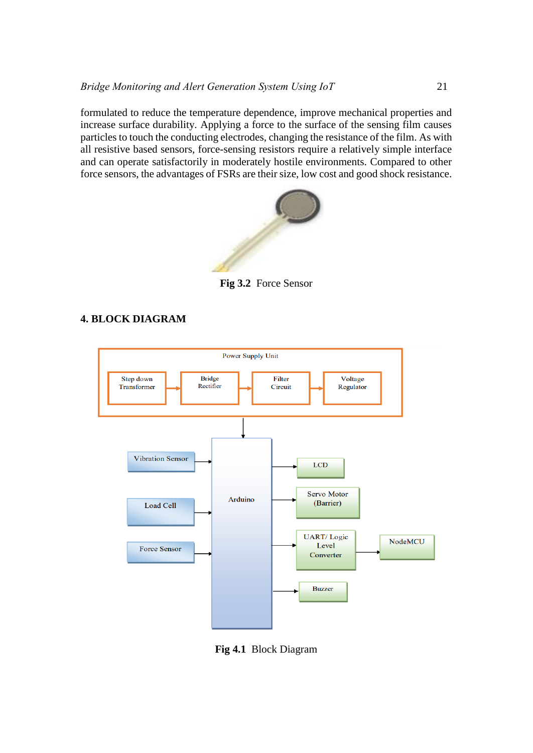formulated to reduce the temperature dependence, improve mechanical properties and increase surface durability. Applying a force to the surface of the sensing film causes particles to touch the conducting electrodes, changing the resistance of the film. As with all resistive based sensors, force-sensing resistors require a relatively simple interface and can operate satisfactorily in moderately hostile environments. Compared to other force sensors, the advantages of FSRs are their size, low cost and good shock resistance.

**Fig 3.2** Force Sensor

## 4. BLOCK DIAGRAM

**Fig 4.1** Block Diagram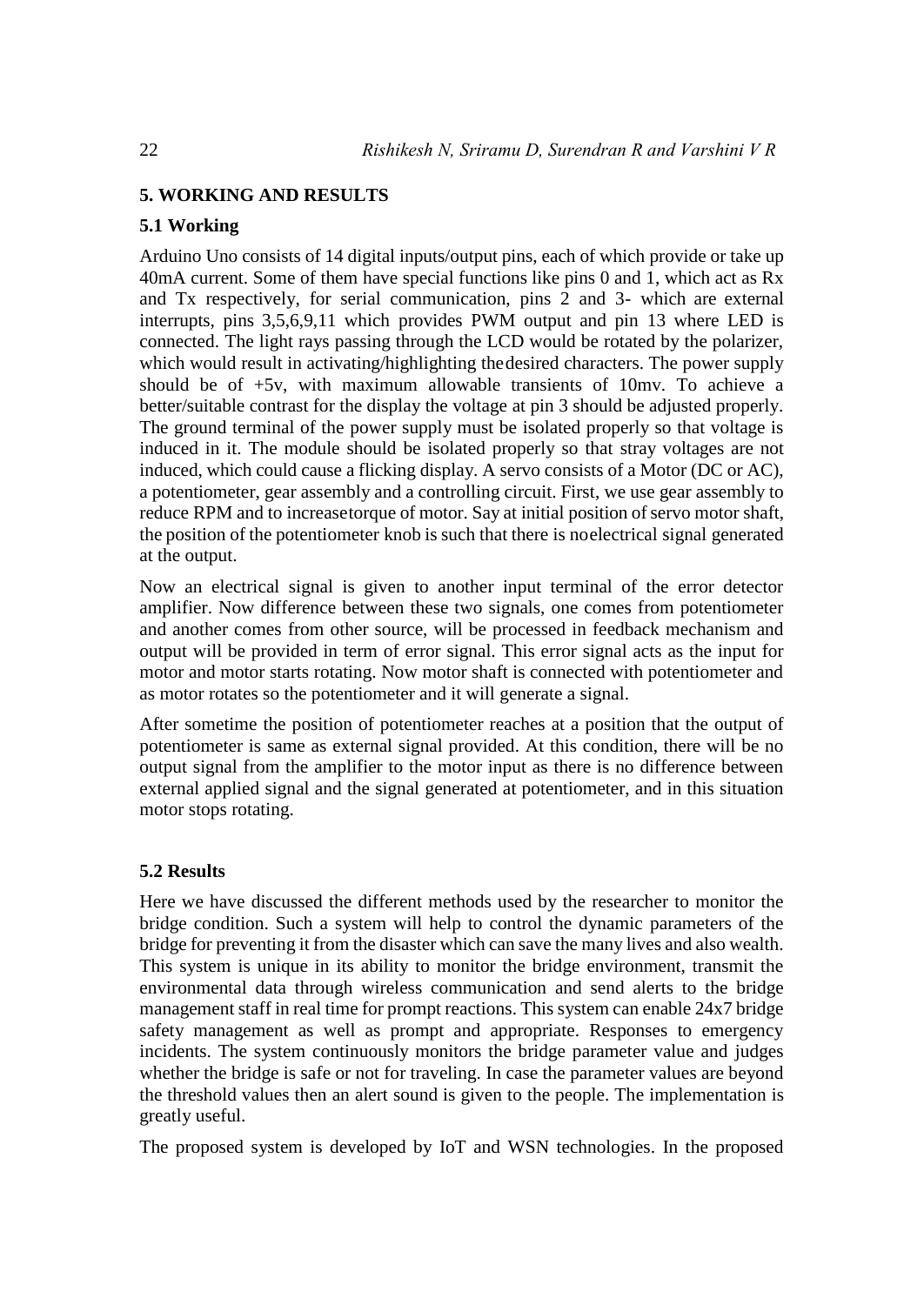## 5. WORKING AND RESULTS

### 5.1 Working

Arduino Uno consists of 14 digital inputs/output pins, each of which provide or take up 40mA current. Some of them have special functions like pins 0 and 1, which act as Rx and Tx respectively, for serial communication, pins 2 and 3- which are external interrupts, pins 3,5,6,9,11 which provides PWM output and pin 13 where LED is connected. The light rays passing through the LCD would be rotated by the polarizer, which would result in activating/highlighting thedesired characters. The power supply should be of +5v, with maximum allowable transients of 10mv. To achieve a better/suitable contrast for the display the voltage at pin 3 should be adjusted properly. The ground terminal of the power supply must be isolated properly so that voltage is induced in it. The module should be isolated properly so that stray voltages are not induced, which could cause a flicking display. A servo consists of a Motor (DC or AC), a potentiometer, gear assembly and a controlling circuit. First, we use gear assembly to reduce RPM and to increasetorque of motor. Say at initial position of servo motor shaft, the position of the potentiometer knob is such that there is noelectrical signal generated at the output.

Now an electrical signal is given to another input terminal of the error detector amplifier. Now difference between these two signals, one comes from potentiometer and another comes from other source, will be processed in feedback mechanism and output will be provided in term of error signal. This error signal acts as the input for motor and motor starts rotating. Now motor shaft is connected with potentiometer and as motor rotates so the potentiometer and it will generate a signal.

After sometime the position of potentiometer reaches at a position that the output of potentiometer is same as external signal provided. At this condition, there will be no output signal from the amplifier to the motor input as there is no difference between external applied signal and the signal generated at potentiometer, and in this situation motor stops rotating.

### 5.2 Results

Here we have discussed the different methods used by the researcher to monitor the bridge condition. Such a system will help to control the dynamic parameters of the bridge for preventing it from the disaster which can save the many lives and also wealth. This system is unique in its ability to monitor the bridge environment, transmit the environmental data through wireless communication and send alerts to the bridge management staff in real time for prompt reactions. This system can enable 24x7 bridge safety management as well as prompt and appropriate. Responses to emergency incidents. The system continuously monitors the bridge parameter value and judges whether the bridge is safe or not for traveling. In case the parameter values are beyond the threshold values then an alert sound is given to the people. The implementation is greatly useful.

The proposed system is developed by IoT and WSN technologies. In the proposed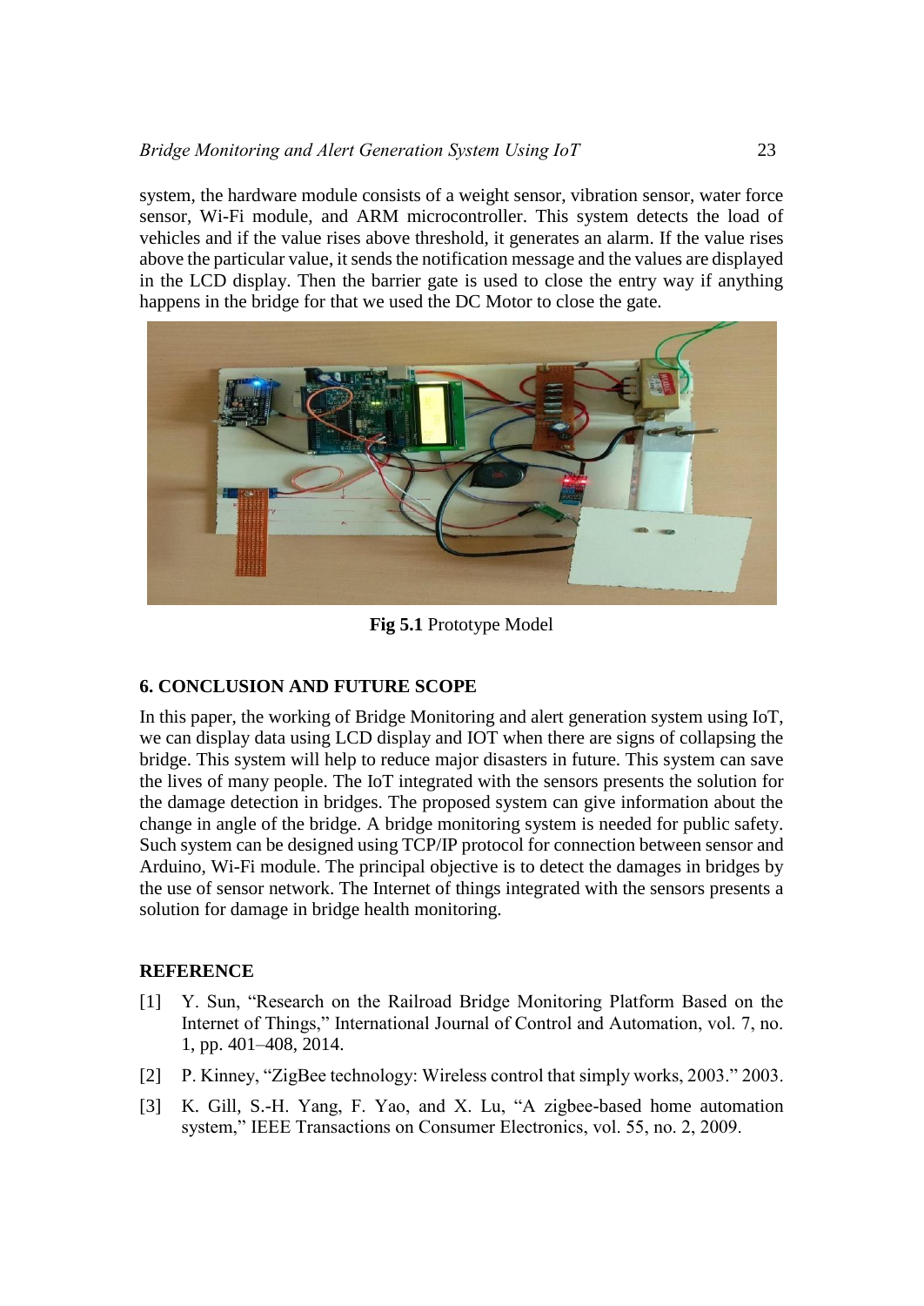system, the hardware module consists of a weight sensor, vibration sensor, water force sensor, Wi-Fi module, and ARM microcontroller. This system detects the load of vehicles and if the value rises above threshold, it generates an alarm. If the value rises above the particular value, it sends the notification message and the values are displayed in the LCD display. Then the barrier gate is used to close the entry way if anything happens in the bridge for that we used the DC Motor to close the gate.

**Fig 5.1** Prototype Model

## 6. CONCLUSION AND FUTURE SCOPE

In this paper, the working of Bridge Monitoring and alert generation system using IoT, we can display data using LCD display and IOT when there are signs of collapsing the bridge. This system will help to reduce major disasters in future. This system can save the lives of many people. The IoT integrated with the sensors presents the solution for the damage detection in bridges. The proposed system can give information about the change in angle of the bridge. A bridge monitoring system is needed for public safety. Such system can be designed using TCP/IP protocol for connection between sensor and Arduino, Wi-Fi module. The principal objective is to detect the damages in bridges by the use of sensor network. The Internet of things integrated with the sensors presents a solution for damage in bridge health monitoring.

## REFERENCE

[1] Y. Sun, "Research on the Railroad Bridge Monitoring Platform Based on the Internet of Things," International Journal of Control and Automation, vol. 7, no. 1, pp. 401–408, 2014.

[2] P. Kinney, "ZigBee technology: Wireless control that simply works, 2003." 2003.

[3] K. Gill, S.-H. Yang, F. Yao, and X. Lu, "A zigbee-based home automation system," IEEE Transactions on Consumer Electronics, vol. 55, no. 2, 2009.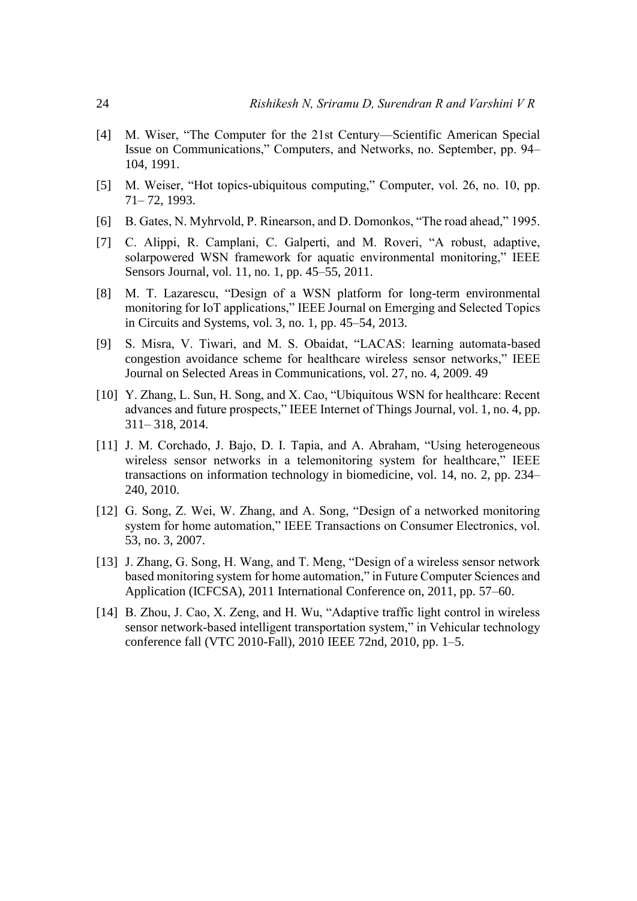[4] M. Wiser, "The Computer for the 21st Century—Scientific American Special Issue on Communications," Computers, and Networks, no. September, pp. 94–104, 1991.

[5] M. Weiser, "Hot topics-ubiquitous computing," Computer, vol. 26, no. 10, pp. 71– 72, 1993.

[6] B. Gates, N. Myhrvold, P. Rinearson, and D. Domonkos, "The road ahead," 1995.

[7] C. Alippi, R. Camplani, C. Galperti, and M. Roveri, "A robust, adaptive, solarpowered WSN framework for aquatic environmental monitoring," IEEE Sensors Journal, vol. 11, no. 1, pp. 45–55, 2011.

[8] M. T. Lazarescu, "Design of a WSN platform for long-term environmental monitoring for IoT applications," IEEE Journal on Emerging and Selected Topics in Circuits and Systems, vol. 3, no. 1, pp. 45–54, 2013.

[9] S. Misra, V. Tiwari, and M. S. Obaidat, "LACAS: learning automata-based congestion avoidance scheme for healthcare wireless sensor networks," IEEE Journal on Selected Areas in Communications, vol. 27, no. 4, 2009. 49

[10] Y. Zhang, L. Sun, H. Song, and X. Cao, "Ubiquitous WSN for healthcare: Recent advances and future prospects," IEEE Internet of Things Journal, vol. 1, no. 4, pp. 311– 318, 2014.

[11] J. M. Corchado, J. Bajo, D. I. Tapia, and A. Abraham, "Using heterogeneous wireless sensor networks in a telemonitoring system for healthcare," IEEE transactions on information technology in biomedicine, vol. 14, no. 2, pp. 234–240, 2010.

[12] G. Song, Z. Wei, W. Zhang, and A. Song, "Design of a networked monitoring system for home automation," IEEE Transactions on Consumer Electronics, vol. 53, no. 3, 2007.

[13] J. Zhang, G. Song, H. Wang, and T. Meng, "Design of a wireless sensor network based monitoring system for home automation," in Future Computer Sciences and Application (ICFCSA), 2011 International Conference on, 2011, pp. 57–60.

[14] B. Zhou, J. Cao, X. Zeng, and H. Wu, "Adaptive traffic light control in wireless sensor network-based intelligent transportation system," in Vehicular technology conference fall (VTC 2010-Fall), 2010 IEEE 72nd, 2010, pp. 1–5.